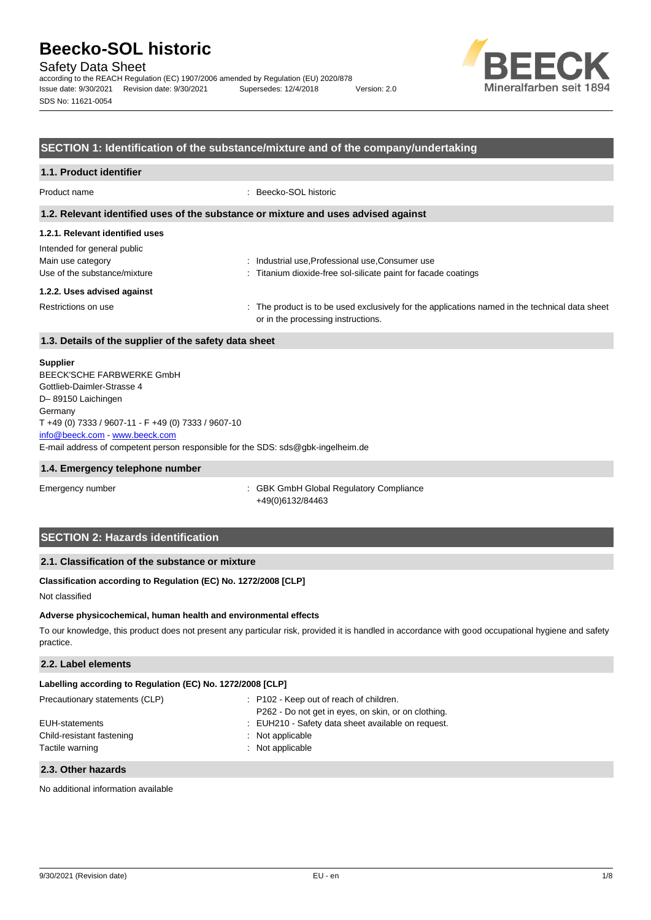# Beecko-SOL historic

Safety Data Sheet

according to the REACH Regulation (EC) 1907/2006 amended by Regulation (EU) 2020/878

Issue date: 9/30/2021 Revision date: 9/30/2021 Supersedes: 12/4/2018 Version: 2.0

SDS No: 11621-0054

## SECTION 1: Identification of the substance/mixture and of the company/undertaking

### 1.1. Product identifier

Product name : Beecko-SOL historic

### 1.2. Relevant identified uses of the substance or mixture and uses advised against

#### 1.2.1. Relevant identified uses

Intended for general public

Main use category : Industrial use,Professional use,Consumer use

Use of the substance/mixture : Titanium dioxide-free sol-silicate paint for facade coatings

#### 1.2.2. Uses advised against

Restrictions on use : The product is to be used exclusively for the applications named in the technical data sheet or in the processing instructions.

### 1.3. Details of the supplier of the safety data sheet

**Supplier**

BEECK'SCHE FARBWERKE GmbH
Gottlieb-Daimler-Strasse 4
D– 89150 Laichingen
Germany
T +49 (0) 7333 / 9607-11 - F +49 (0) 7333 / 9607-10
info@beeck.com - www.beeck.com
E-mail address of competent person responsible for the SDS: sds@gbk-ingelheim.de

### 1.4. Emergency telephone number

Emergency number : GBK GmbH Global Regulatory Compliance +49(0)6132/84463

## SECTION 2: Hazards identification

### 2.1. Classification of the substance or mixture

**Classification according to Regulation (EC) No. 1272/2008 [CLP]**

Not classified

**Adverse physicochemical, human health and environmental effects**

To our knowledge, this product does not present any particular risk, provided it is handled in accordance with good occupational hygiene and safety practice.

### 2.2. Label elements

**Labelling according to Regulation (EC) No. 1272/2008 [CLP]**

Precautionary statements (CLP) : P102 - Keep out of reach of children.
P262 - Do not get in eyes, on skin, or on clothing.

EUH-statements : EUH210 - Safety data sheet available on request.

Child-resistant fastening : Not applicable

Tactile warning : Not applicable

### 2.3. Other hazards

No additional information available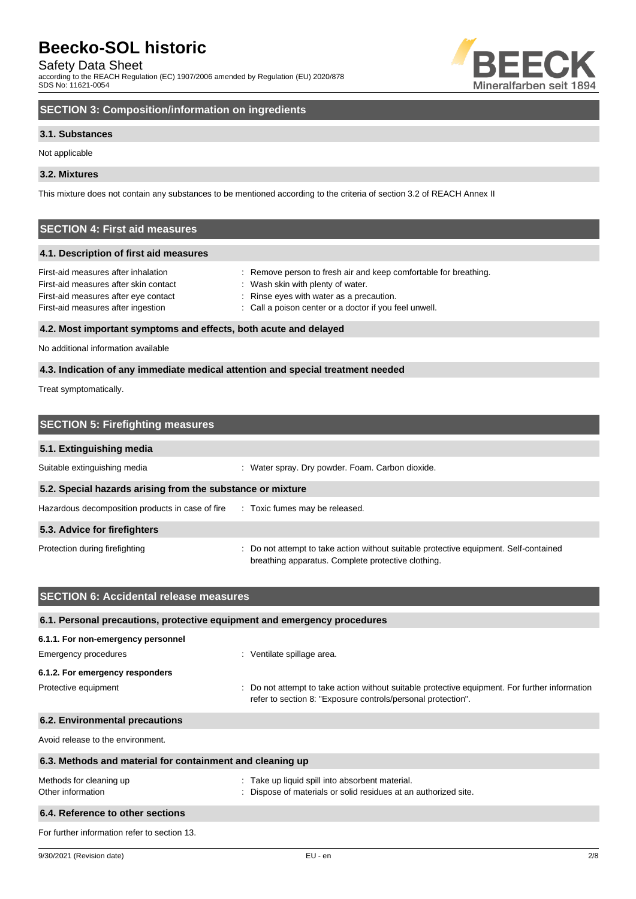## SECTION 3: Composition/information on ingredients

### 3.1. Substances

Not applicable

### 3.2. Mixtures

This mixture does not contain any substances to be mentioned according to the criteria of section 3.2 of REACH Annex II

## SECTION 4: First aid measures

### 4.1. Description of first aid measures

| | |
|---|---|
| First-aid measures after inhalation | : Remove person to fresh air and keep comfortable for breathing. |
| First-aid measures after skin contact | : Wash skin with plenty of water. |
| First-aid measures after eye contact | : Rinse eyes with water as a precaution. |
| First-aid measures after ingestion | : Call a poison center or a doctor if you feel unwell. |

### 4.2. Most important symptoms and effects, both acute and delayed

No additional information available

### 4.3. Indication of any immediate medical attention and special treatment needed

Treat symptomatically.

## SECTION 5: Firefighting measures

### 5.1. Extinguishing media

| | |
|---|---|
| Suitable extinguishing media | : Water spray. Dry powder. Foam. Carbon dioxide. |

### 5.2. Special hazards arising from the substance or mixture

| | |
|---|---|
| Hazardous decomposition products in case of fire | : Toxic fumes may be released. |

### 5.3. Advice for firefighters

| | |
|---|---|
| Protection during firefighting | : Do not attempt to take action without suitable protective equipment. Self-contained breathing apparatus. Complete protective clothing. |

## SECTION 6: Accidental release measures

### 6.1. Personal precautions, protective equipment and emergency procedures

#### 6.1.1. For non-emergency personnel

| | |
|---|---|
| Emergency procedures | : Ventilate spillage area. |

#### 6.1.2. For emergency responders

| | |
|---|---|
| Protective equipment | : Do not attempt to take action without suitable protective equipment. For further information refer to section 8: "Exposure controls/personal protection". |

### 6.2. Environmental precautions

Avoid release to the environment.

### 6.3. Methods and material for containment and cleaning up

| | |
|---|---|
| Methods for cleaning up | : Take up liquid spill into absorbent material. |
| Other information | : Dispose of materials or solid residues at an authorized site. |

### 6.4. Reference to other sections

For further information refer to section 13.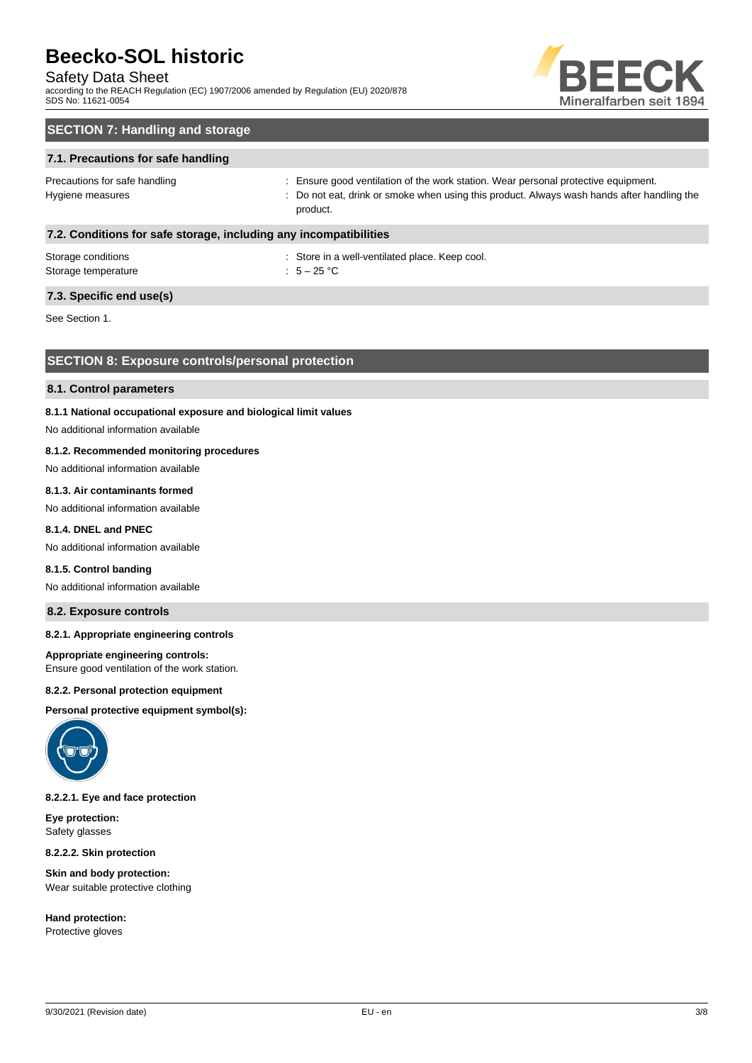## SECTION 7: Handling and storage

### 7.1. Precautions for safe handling

| | |
|---|---|
| Precautions for safe handling | : Ensure good ventilation of the work station. Wear personal protective equipment. |
| Hygiene measures | : Do not eat, drink or smoke when using this product. Always wash hands after handling the product. |

### 7.2. Conditions for safe storage, including any incompatibilities

| | |
|---|---|
| Storage conditions | : Store in a well-ventilated place. Keep cool. |
| Storage temperature | : 5 – 25 °C |

### 7.3. Specific end use(s)

See Section 1.

## SECTION 8: Exposure controls/personal protection

### 8.1. Control parameters

**8.1.1 National occupational exposure and biological limit values**

No additional information available

**8.1.2. Recommended monitoring procedures**

No additional information available

**8.1.3. Air contaminants formed**

No additional information available

**8.1.4. DNEL and PNEC**

No additional information available

**8.1.5. Control banding**

No additional information available

### 8.2. Exposure controls

**8.2.1. Appropriate engineering controls**

**Appropriate engineering controls:**
Ensure good ventilation of the work station.

**8.2.2. Personal protection equipment**

**Personal protective equipment symbol(s):**

**8.2.2.1. Eye and face protection**

**Eye protection:**
Safety glasses

**8.2.2.2. Skin protection**

**Skin and body protection:**
Wear suitable protective clothing

**Hand protection:**
Protective gloves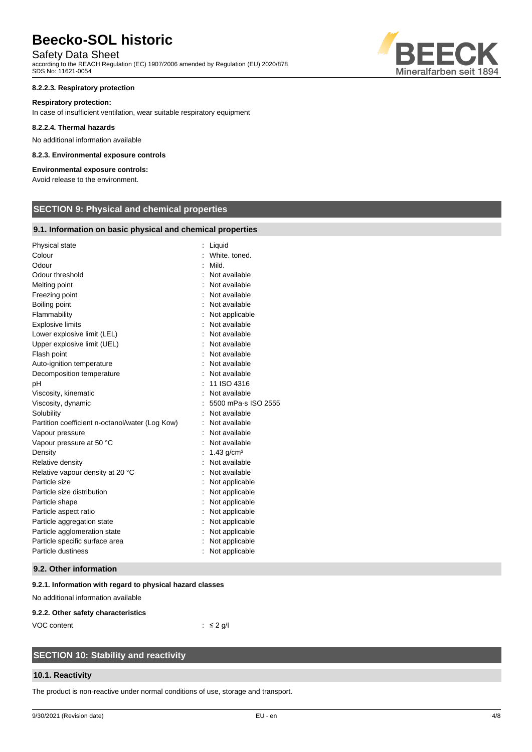#### 8.2.2.3. Respiratory protection

**Respiratory protection:**

In case of insufficient ventilation, wear suitable respiratory equipment

#### 8.2.2.4. Thermal hazards

No additional information available

#### 8.2.3. Environmental exposure controls

**Environmental exposure controls:**

Avoid release to the environment.

## SECTION 9: Physical and chemical properties

### 9.1. Information on basic physical and chemical properties

| | |
|---|---|
| Physical state | : Liquid |
| Colour | : White. toned. |
| Odour | : Mild. |
| Odour threshold | : Not available |
| Melting point | : Not available |
| Freezing point | : Not available |
| Boiling point | : Not available |
| Flammability | : Not applicable |
| Explosive limits | : Not available |
| Lower explosive limit (LEL) | : Not available |
| Upper explosive limit (UEL) | : Not available |
| Flash point | : Not available |
| Auto-ignition temperature | : Not available |
| Decomposition temperature | : Not available |
| pH | : 11 ISO 4316 |
| Viscosity, kinematic | : Not available |
| Viscosity, dynamic | : 5500 mPa·s ISO 2555 |
| Solubility | : Not available |
| Partition coefficient n-octanol/water (Log Kow) | : Not available |
| Vapour pressure | : Not available |
| Vapour pressure at 50 °C | : Not available |
| Density | : 1.43 g/cm³ |
| Relative density | : Not available |
| Relative vapour density at 20 °C | : Not available |
| Particle size | : Not applicable |
| Particle size distribution | : Not applicable |
| Particle shape | : Not applicable |
| Particle aspect ratio | : Not applicable |
| Particle aggregation state | : Not applicable |
| Particle agglomeration state | : Not applicable |
| Particle specific surface area | : Not applicable |
| Particle dustiness | : Not applicable |

### 9.2. Other information

#### 9.2.1. Information with regard to physical hazard classes

No additional information available

#### 9.2.2. Other safety characteristics

| | |
|---|---|
| VOC content | : ≤ 2 g/l |

## SECTION 10: Stability and reactivity

### 10.1. Reactivity

The product is non-reactive under normal conditions of use, storage and transport.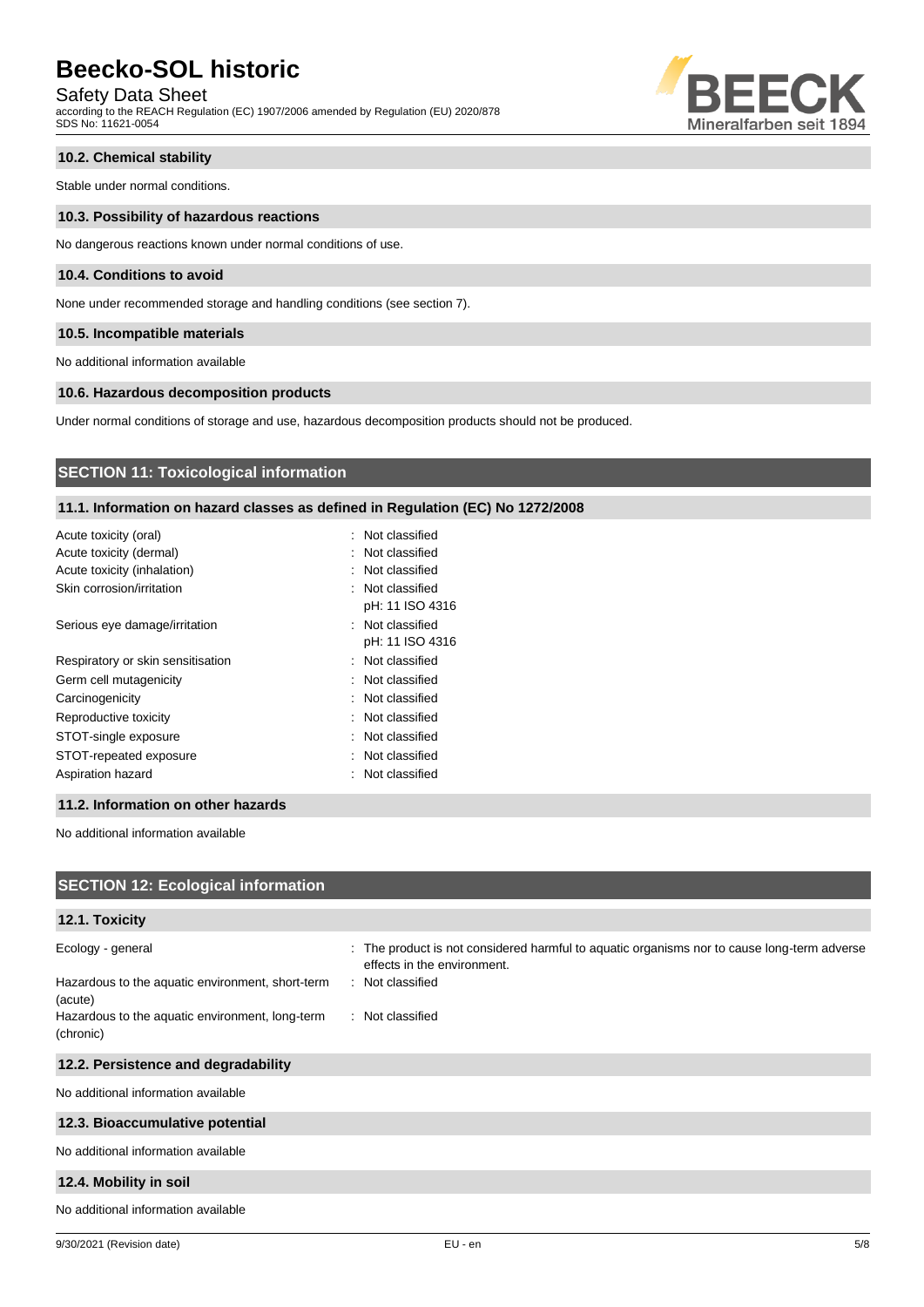### 10.2. Chemical stability

Stable under normal conditions.

### 10.3. Possibility of hazardous reactions

No dangerous reactions known under normal conditions of use.

### 10.4. Conditions to avoid

None under recommended storage and handling conditions (see section 7).

### 10.5. Incompatible materials

No additional information available

### 10.6. Hazardous decomposition products

Under normal conditions of storage and use, hazardous decomposition products should not be produced.

## SECTION 11: Toxicological information

### 11.1. Information on hazard classes as defined in Regulation (EC) No 1272/2008

| | |
|---|---|
| Acute toxicity (oral) | : Not classified |
| Acute toxicity (dermal) | : Not classified |
| Acute toxicity (inhalation) | : Not classified |
| Skin corrosion/irritation | : Not classified<br>pH: 11 ISO 4316 |
| Serious eye damage/irritation | : Not classified<br>pH: 11 ISO 4316 |
| Respiratory or skin sensitisation | : Not classified |
| Germ cell mutagenicity | : Not classified |
| Carcinogenicity | : Not classified |
| Reproductive toxicity | : Not classified |
| STOT-single exposure | : Not classified |
| STOT-repeated exposure | : Not classified |
| Aspiration hazard | : Not classified |

### 11.2. Information on other hazards

No additional information available

## SECTION 12: Ecological information

### 12.1. Toxicity

| | |
|---|---|
| Ecology - general | : The product is not considered harmful to aquatic organisms nor to cause long-term adverse effects in the environment. |
| Hazardous to the aquatic environment, short-term (acute) | : Not classified |
| Hazardous to the aquatic environment, long-term (chronic) | : Not classified |

### 12.2. Persistence and degradability

No additional information available

### 12.3. Bioaccumulative potential

No additional information available

### 12.4. Mobility in soil

No additional information available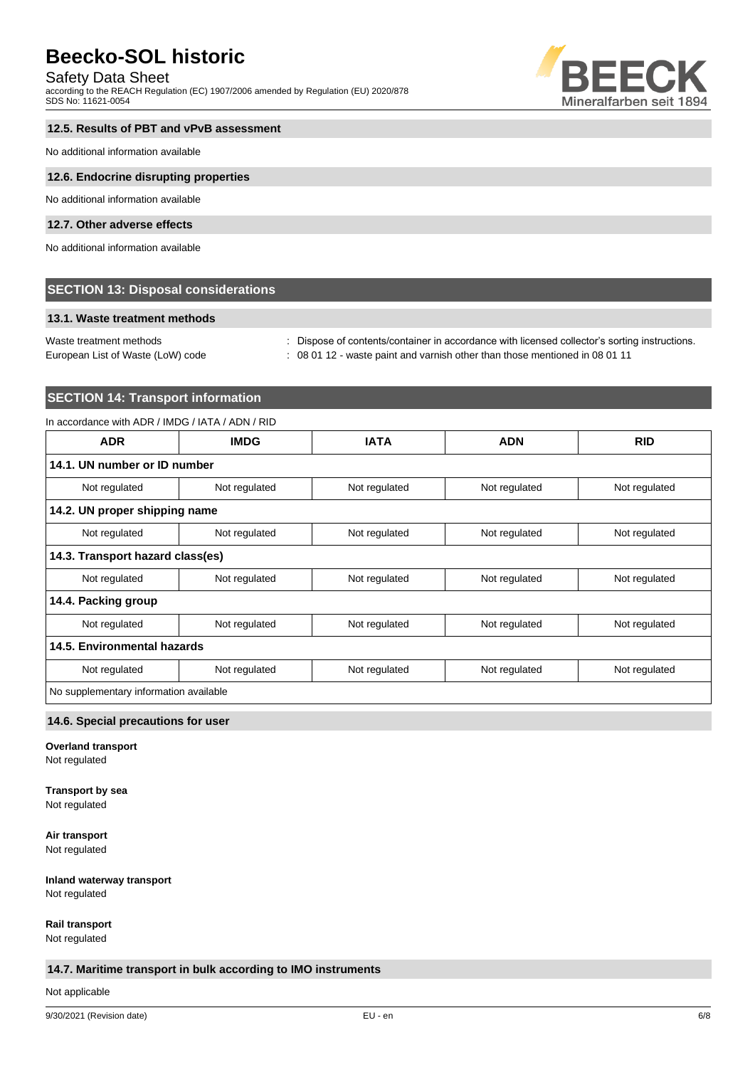### 12.5. Results of PBT and vPvB assessment

No additional information available

### 12.6. Endocrine disrupting properties

No additional information available

### 12.7. Other adverse effects

No additional information available

## SECTION 13: Disposal considerations

### 13.1. Waste treatment methods

Waste treatment methods : Dispose of contents/container in accordance with licensed collector's sorting instructions.

European List of Waste (LoW) code : 08 01 12 - waste paint and varnish other than those mentioned in 08 01 11

## SECTION 14: Transport information

In accordance with ADR / IMDG / IATA / ADN / RID

| ADR | IMDG | IATA | ADN | RID |
|---|---|---|---|---|
| **14.1. UN number or ID number** | | | | |
| Not regulated | Not regulated | Not regulated | Not regulated | Not regulated |
| **14.2. UN proper shipping name** | | | | |
| Not regulated | Not regulated | Not regulated | Not regulated | Not regulated |
| **14.3. Transport hazard class(es)** | | | | |
| Not regulated | Not regulated | Not regulated | Not regulated | Not regulated |
| **14.4. Packing group** | | | | |
| Not regulated | Not regulated | Not regulated | Not regulated | Not regulated |
| **14.5. Environmental hazards** | | | | |
| Not regulated | Not regulated | Not regulated | Not regulated | Not regulated |
| No supplementary information available | | | | |

### 14.6. Special precautions for user

**Overland transport**
Not regulated

**Transport by sea**
Not regulated

**Air transport**
Not regulated

**Inland waterway transport**
Not regulated

**Rail transport**
Not regulated

### 14.7. Maritime transport in bulk according to IMO instruments

Not applicable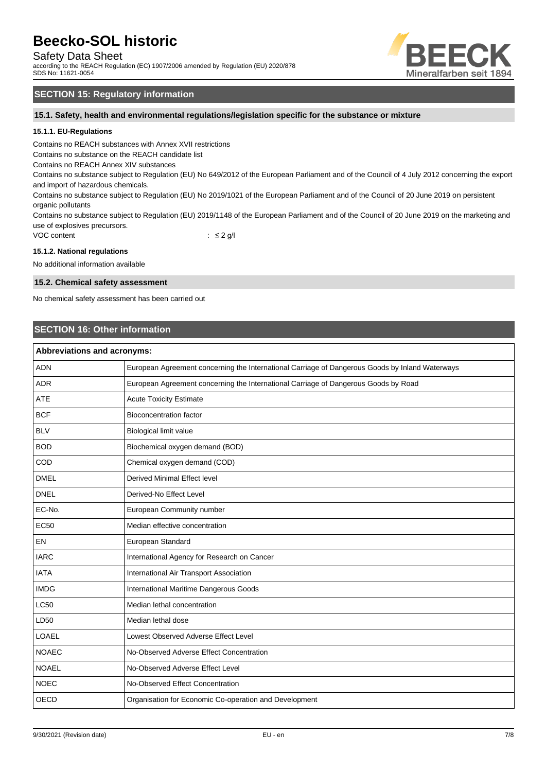## SECTION 15: Regulatory information

### 15.1. Safety, health and environmental regulations/legislation specific for the substance or mixture

#### 15.1.1. EU-Regulations

Contains no REACH substances with Annex XVII restrictions

Contains no substance on the REACH candidate list

Contains no REACH Annex XIV substances

Contains no substance subject to Regulation (EU) No 649/2012 of the European Parliament and of the Council of 4 July 2012 concerning the export and import of hazardous chemicals.

Contains no substance subject to Regulation (EU) No 2019/1021 of the European Parliament and of the Council of 20 June 2019 on persistent organic pollutants

Contains no substance subject to Regulation (EU) 2019/1148 of the European Parliament and of the Council of 20 June 2019 on the marketing and use of explosives precursors.

VOC content : ≤ 2 g/l

#### 15.1.2. National regulations

No additional information available

### 15.2. Chemical safety assessment

No chemical safety assessment has been carried out

## SECTION 16: Other information

| Abbreviations and acronyms: | |
|---|---|
| ADN | European Agreement concerning the International Carriage of Dangerous Goods by Inland Waterways |
| ADR | European Agreement concerning the International Carriage of Dangerous Goods by Road |
| ATE | Acute Toxicity Estimate |
| BCF | Bioconcentration factor |
| BLV | Biological limit value |
| BOD | Biochemical oxygen demand (BOD) |
| COD | Chemical oxygen demand (COD) |
| DMEL | Derived Minimal Effect level |
| DNEL | Derived-No Effect Level |
| EC-No. | European Community number |
| EC50 | Median effective concentration |
| EN | European Standard |
| IARC | International Agency for Research on Cancer |
| IATA | International Air Transport Association |
| IMDG | International Maritime Dangerous Goods |
| LC50 | Median lethal concentration |
| LD50 | Median lethal dose |
| LOAEL | Lowest Observed Adverse Effect Level |
| NOAEC | No-Observed Adverse Effect Concentration |
| NOAEL | No-Observed Adverse Effect Level |
| NOEC | No-Observed Effect Concentration |
| OECD | Organisation for Economic Co-operation and Development |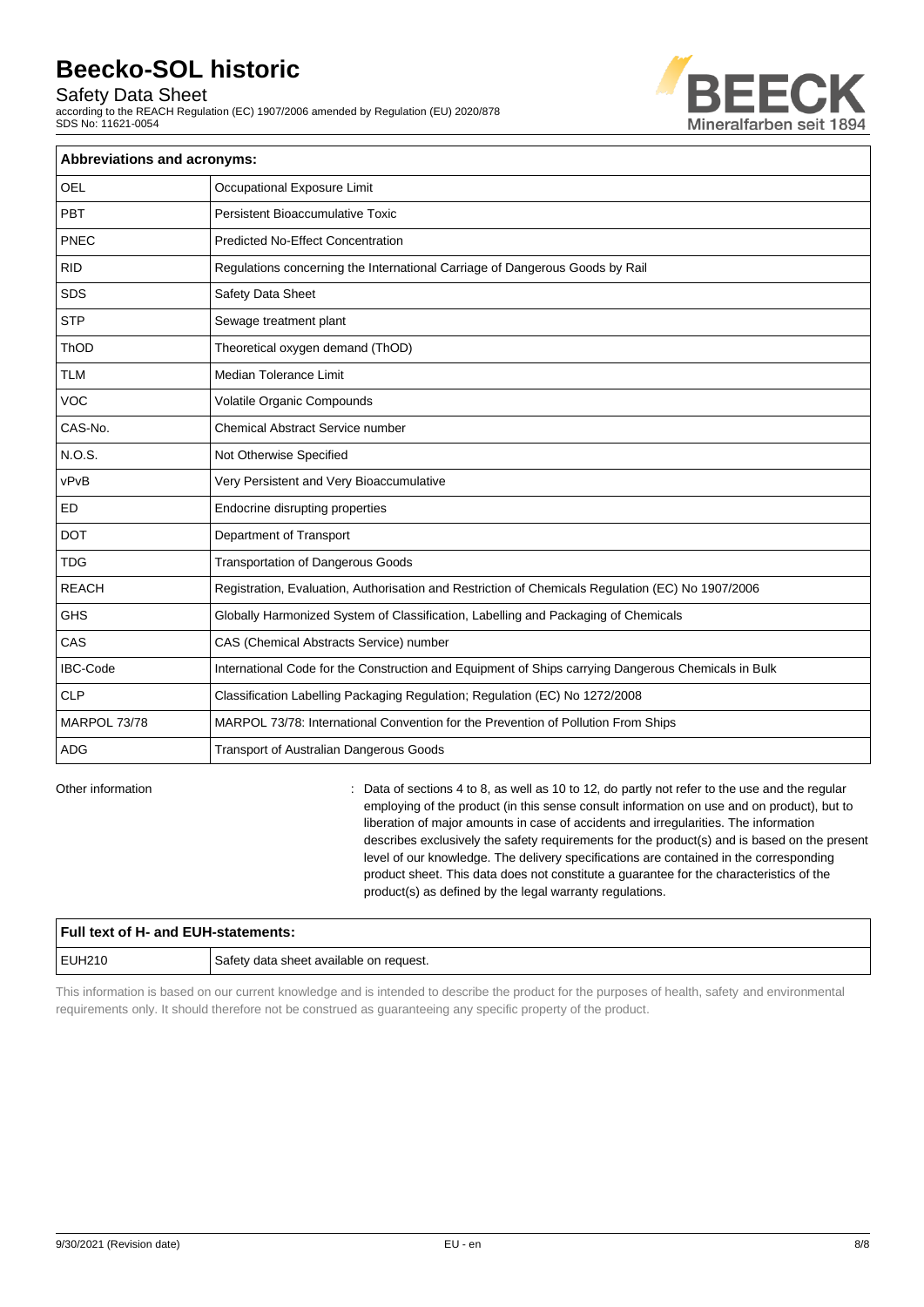| Abbreviations and acronyms: | |
|---|---|
| OEL | Occupational Exposure Limit |
| PBT | Persistent Bioaccumulative Toxic |
| PNEC | Predicted No-Effect Concentration |
| RID | Regulations concerning the International Carriage of Dangerous Goods by Rail |
| SDS | Safety Data Sheet |
| STP | Sewage treatment plant |
| ThOD | Theoretical oxygen demand (ThOD) |
| TLM | Median Tolerance Limit |
| VOC | Volatile Organic Compounds |
| CAS-No. | Chemical Abstract Service number |
| N.O.S. | Not Otherwise Specified |
| vPvB | Very Persistent and Very Bioaccumulative |
| ED | Endocrine disrupting properties |
| DOT | Department of Transport |
| TDG | Transportation of Dangerous Goods |
| REACH | Registration, Evaluation, Authorisation and Restriction of Chemicals Regulation (EC) No 1907/2006 |
| GHS | Globally Harmonized System of Classification, Labelling and Packaging of Chemicals |
| CAS | CAS (Chemical Abstracts Service) number |
| IBC-Code | International Code for the Construction and Equipment of Ships carrying Dangerous Chemicals in Bulk |
| CLP | Classification Labelling Packaging Regulation; Regulation (EC) No 1272/2008 |
| MARPOL 73/78 | MARPOL 73/78: International Convention for the Prevention of Pollution From Ships |
| ADG | Transport of Australian Dangerous Goods |

Other information : Data of sections 4 to 8, as well as 10 to 12, do partly not refer to the use and the regular employing of the product (in this sense consult information on use and on product), but to liberation of major amounts in case of accidents and irregularities. The information describes exclusively the safety requirements for the product(s) and is based on the present level of our knowledge. The delivery specifications are contained in the corresponding product sheet. This data does not constitute a guarantee for the characteristics of the product(s) as defined by the legal warranty regulations.

| Full text of H- and EUH-statements: | |
|---|---|
| EUH210 | Safety data sheet available on request. |

This information is based on our current knowledge and is intended to describe the product for the purposes of health, safety and environmental requirements only. It should therefore not be construed as guaranteeing any specific property of the product.